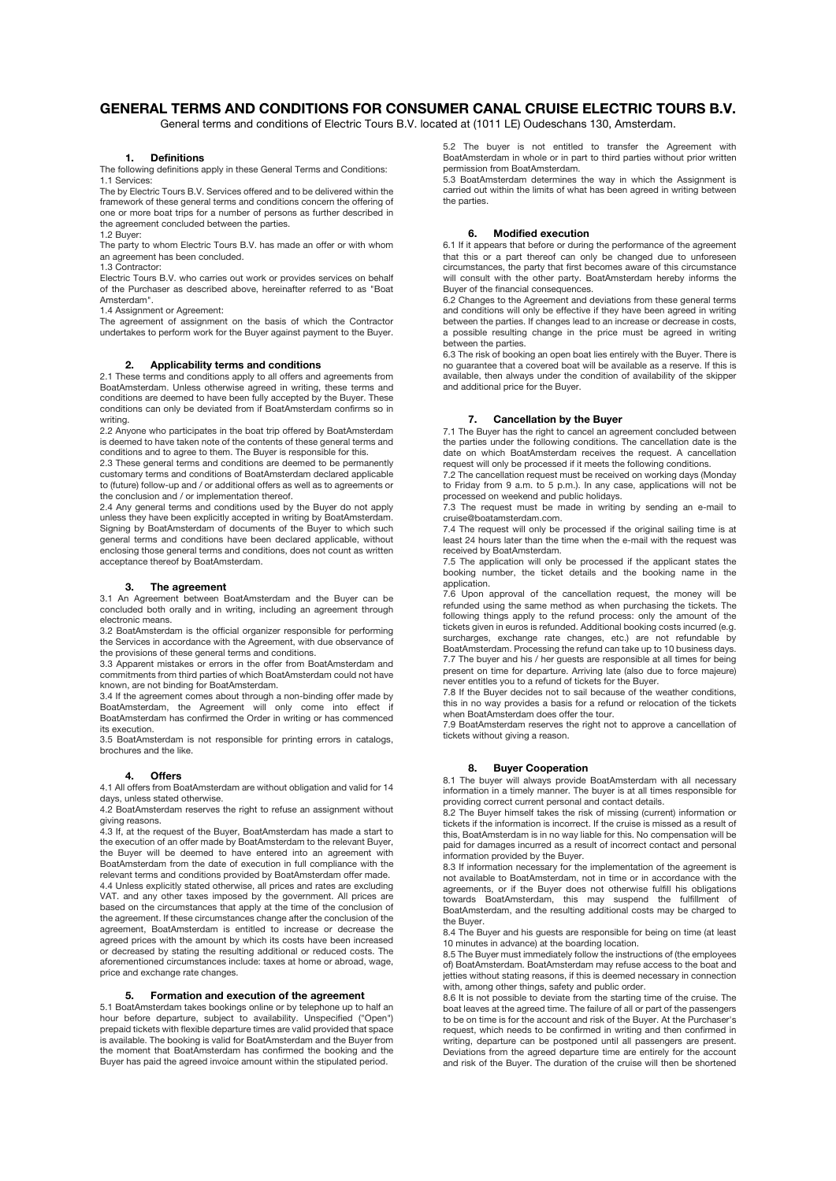# GENERAL TERMS AND CONDITIONS FOR CONSUMER CANAL CRUISE ELECTRIC TOURS B.V.

General terms and conditions of Electric Tours B.V. located at (1011 LE) Oudeschans 130, Amsterdam.

## 1. Definitions

The following definitions apply in these General Terms and Conditions:

1.1 Services:

The by Electric Tours B.V. Services offered and to be delivered within the framework of these general terms and conditions concern the offering of one or more boat trips for a number of persons as further described in the agreement concluded between the parties.

1.2 Buyer:

The party to whom Electric Tours B.V. has made an offer or with whom an agreement has been concluded.

1.3 Contractor:

Electric Tours B.V. who carries out work or provides services on behalf of the Purchaser as described above, hereinafter referred to as "Boat Amsterdam".

1.4 Assignment or Agreement:

The agreement of assignment on the basis of which the Contractor undertakes to perform work for the Buyer against payment to the Buyer.

## 2. Applicability terms and conditions

2.1 These terms and conditions apply to all offers and agreements from BoatAmsterdam. Unless otherwise agreed in writing, these terms and conditions are deemed to have been fully accepted by the Buyer. These conditions can only be deviated from if BoatAmsterdam confirms so in writing.

2.2 Anyone who participates in the boat trip offered by BoatAmsterdam is deemed to have taken note of the contents of these general terms and conditions and to agree to them. The Buyer is responsible for this.

2.3 These general terms and conditions are deemed to be permanently customary terms and conditions of BoatAmsterdam declared applicable to (future) follow-up and / or additional offers as well as to agreements or the conclusion and / or implementation thereof.

2.4 Any general terms and conditions used by the Buyer do not apply unless they have been explicitly accepted in writing by BoatAmsterdam. Signing by BoatAmsterdam of documents of the Buyer to which such general terms and conditions have been declared applicable, without enclosing those general terms and conditions, does not count as written acceptance thereof by BoatAmsterdam.

## 3. The agreement

3.1 An Agreement between BoatAmsterdam and the Buyer can be concluded both orally and in writing, including an agreement through electronic means.

3.2 BoatAmsterdam is the official organizer responsible for performing the Services in accordance with the Agreement, with due observance of the provisions of these general terms and conditions.

3.3 Apparent mistakes or errors in the offer from BoatAmsterdam and commitments from third parties of which BoatAmsterdam could not have known, are not binding for BoatAmsterdam.

3.4 If the agreement comes about through a non-binding offer made by BoatAmsterdam, the Agreement will only come into effect if BoatAmsterdam has confirmed the Order in writing or has commenced its execution.

3.5 BoatAmsterdam is not responsible for printing errors in catalogs, brochures and the like.

## 4. Offers

4.1 All offers from BoatAmsterdam are without obligation and valid for 14 days, unless stated otherwise.

4.2 BoatAmsterdam reserves the right to refuse an assignment without giving reasons.

4.3 If, at the request of the Buyer, BoatAmsterdam has made a start to the execution of an offer made by BoatAmsterdam to the relevant Buyer, the Buyer will be deemed to have entered into an agreement with BoatAmsterdam from the date of execution in full compliance with the relevant terms and conditions provided by BoatAmsterdam offer made.

4.4 Unless explicitly stated otherwise, all prices and rates are excluding VAT. and any other taxes imposed by the government. All prices are based on the circumstances that apply at the time of the conclusion of the agreement. If these circumstances change after the conclusion of the agreement, BoatAmsterdam is entitled to increase or decrease the agreed prices with the amount by which its costs have been increased or decreased by stating the resulting additional or reduced costs. The aforementioned circumstances include: taxes at home or abroad, wage, price and exchange rate changes.

## 5. Formation and execution of the agreement

5.1 BoatAmsterdam takes bookings online or by telephone up to half an hour before departure, subject to availability. Unspecified ("Open") prepaid tickets with flexible departure times are valid provided that space is available. The booking is valid for BoatAmsterdam and the Buyer from the moment that BoatAmsterdam has confirmed the booking and the Buyer has paid the agreed invoice amount within the stipulated period.

5.2 The buyer is not entitled to transfer the Agreement with BoatAmsterdam in whole or in part to third parties without prior written permission from BoatAmsterdam.

5.3 BoatAmsterdam determines the way in which the Assignment is carried out within the limits of what has been agreed in writing between the parties.

## 6. Modified execution

6.1 If it appears that before or during the performance of the agreement that this or a part thereof can only be changed due to unforeseen circumstances, the party that first becomes aware of this circumstance will consult with the other party. BoatAmsterdam hereby informs the Buyer of the financial consequences.

6.2 Changes to the Agreement and deviations from these general terms and conditions will only be effective if they have been agreed in writing between the parties. If changes lead to an increase or decrease in costs, a possible resulting change in the price must be agreed in writing between the parties.

6.3 The risk of booking an open boat lies entirely with the Buyer. There is no guarantee that a covered boat will be available as a reserve. If this is available, then always under the condition of availability of the skipper and additional price for the Buyer.

## 7. Cancellation by the Buyer

7.1 The Buyer has the right to cancel an agreement concluded between the parties under the following conditions. The cancellation date is the date on which BoatAmsterdam receives the request. A cancellation request will only be processed if it meets the following conditions.

7.2 The cancellation request must be received on working days (Monday to Friday from 9 a.m. to 5 p.m.). In any case, applications will not be processed on weekend and public holidays.

7.3 The request must be made in writing by sending an e-mail to cruise@boatamsterdam.com.

7.4 The request will only be processed if the original sailing time is at least 24 hours later than the time when the e-mail with the request was received by BoatAmsterdam.

7.5 The application will only be processed if the applicant states the booking number, the ticket details and the booking name in the application.

7.6 Upon approval of the cancellation request, the money will be refunded using the same method as when purchasing the tickets. The following things apply to the refund process: only the amount of the tickets given in euros is refunded. Additional booking costs incurred (e.g. surcharges, exchange rate changes, etc.) are not refundable by BoatAmsterdam. Processing the refund can take up to 10 business days.

7.7 The buyer and his / her guests are responsible at all times for being present on time for departure. Arriving late (also due to force majeure) never entitles you to a refund of tickets for the Buyer.

7.8 If the Buyer decides not to sail because of the weather conditions, this in no way provides a basis for a refund or relocation of the tickets when BoatAmsterdam does offer the tour.

7.9 BoatAmsterdam reserves the right not to approve a cancellation of tickets without giving a reason.

## 8. Buyer Cooperation

8.1 The buyer will always provide BoatAmsterdam with all necessary information in a timely manner. The buyer is at all times responsible for providing correct current personal and contact details.

8.2 The Buyer himself takes the risk of missing (current) information or tickets if the information is incorrect. If the cruise is missed as a result of this, BoatAmsterdam is in no way liable for this. No compensation will be paid for damages incurred as a result of incorrect contact and personal information provided by the Buyer.

8.3 If information necessary for the implementation of the agreement is not available to BoatAmsterdam, not in time or in accordance with the agreements, or if the Buyer does not otherwise fulfill his obligations towards BoatAmsterdam, this may suspend the fulfillment of BoatAmsterdam, and the resulting additional costs may be charged to the Buyer.

8.4 The Buyer and his guests are responsible for being on time (at least 10 minutes in advance) at the boarding location.

8.5 The Buyer must immediately follow the instructions of (the employees of) BoatAmsterdam. BoatAmsterdam may refuse access to the boat and jetties without stating reasons, if this is deemed necessary in connection with, among other things, safety and public order.

8.6 It is not possible to deviate from the starting time of the cruise. The boat leaves at the agreed time. The failure of all or part of the passengers to be on time is for the account and risk of the Buyer. At the Purchaser's request, which needs to be confirmed in writing and then confirmed in writing, departure can be postponed until all passengers are present. Deviations from the agreed departure time are entirely for the account and risk of the Buyer. The duration of the cruise will then be shortened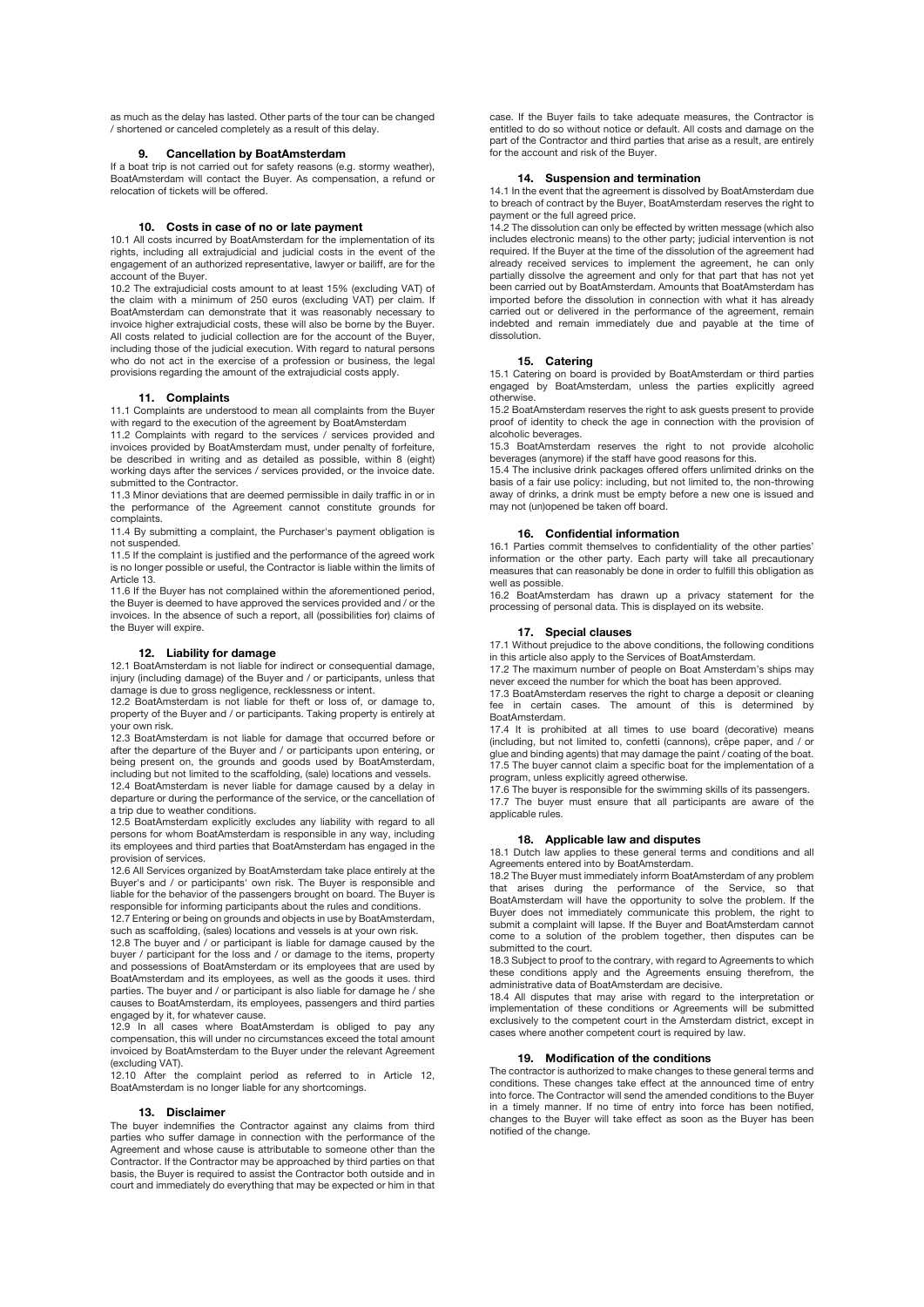as much as the delay has lasted. Other parts of the tour can be changed / shortened or canceled completely as a result of this delay.

## 9. Cancellation by BoatAmsterdam

If a boat trip is not carried out for safety reasons (e.g. stormy weather), BoatAmsterdam will contact the Buyer. As compensation, a refund or relocation of tickets will be offered.

## 10. Costs in case of no or late payment

10.1 All costs incurred by BoatAmsterdam for the implementation of its rights, including all extrajudicial and judicial costs in the event of the engagement of an authorized representative, lawyer or bailiff, are for the account of the Buyer.

10.2 The extrajudicial costs amount to at least 15% (excluding VAT) of the claim with a minimum of 250 euros (excluding VAT) per claim. If BoatAmsterdam can demonstrate that it was reasonably necessary to invoice higher extrajudicial costs, these will also be borne by the Buyer. All costs related to judicial collection are for the account of the Buyer, including those of the judicial execution. With regard to natural persons who do not act in the exercise of a profession or business, the legal provisions regarding the amount of the extrajudicial costs apply.

## 11. Complaints

11.1 Complaints are understood to mean all complaints from the Buyer with regard to the execution of the agreement by BoatAmsterdam

11.2 Complaints with regard to the services / services provided and invoices provided by BoatAmsterdam must, under penalty of forfeiture, be described in writing and as detailed as possible, within 8 (eight) working days after the services / services provided, or the invoice date. submitted to the Contractor.

11.3 Minor deviations that are deemed permissible in daily traffic in or in the performance of the Agreement cannot constitute grounds for complaints.

11.4 By submitting a complaint, the Purchaser's payment obligation is not suspended.

11.5 If the complaint is justified and the performance of the agreed work is no longer possible or useful, the Contractor is liable within the limits of Article 13.

11.6 If the Buyer has not complained within the aforementioned period, the Buyer is deemed to have approved the services provided and / or the invoices. In the absence of such a report, all (possibilities for) claims of the Buyer will expire.

## 12. Liability for damage

12.1 BoatAmsterdam is not liable for indirect or consequential damage, injury (including damage) of the Buyer and / or participants, unless that damage is due to gross negligence, recklessness or intent.

12.2 BoatAmsterdam is not liable for theft or loss of, or damage to, property of the Buyer and / or participants. Taking property is entirely at your own risk.

12.3 BoatAmsterdam is not liable for damage that occurred before or after the departure of the Buyer and / or participants upon entering, or being present on, the grounds and goods used by BoatAmsterdam, including but not limited to the scaffolding, (sale) locations and vessels.

12.4 BoatAmsterdam is never liable for damage caused by a delay in departure or during the performance of the service, or the cancellation of a trip due to weather conditions.

12.5 BoatAmsterdam explicitly excludes any liability with regard to all persons for whom BoatAmsterdam is responsible in any way, including its employees and third parties that BoatAmsterdam has engaged in the provision of services.

12.6 All Services organized by BoatAmsterdam take place entirely at the Buyer's and / or participants' own risk. The Buyer is responsible and liable for the behavior of the passengers brought on board. The Buyer is responsible for informing participants about the rules and conditions.

12.7 Entering or being on grounds and objects in use by BoatAmsterdam, such as scaffolding, (sales) locations and vessels is at your own risk.

12.8 The buyer and / or participant is liable for damage caused by the buyer / participant for the loss and / or damage to the items, property and possessions of BoatAmsterdam or its employees that are used by BoatAmsterdam and its employees, as well as the goods it uses. third parties. The buyer and / or participant is also liable for damage he / she causes to BoatAmsterdam, its employees, passengers and third parties engaged by it, for whatever cause.

12.9 In all cases where BoatAmsterdam is obliged to pay any compensation, this will under no circumstances exceed the total amount invoiced by BoatAmsterdam to the Buyer under the relevant Agreement (excluding VAT).

12.10 After the complaint period as referred to in Article 12, BoatAmsterdam is no longer liable for any shortcomings.

## 13. Disclaimer

The buyer indemnifies the Contractor against any claims from third parties who suffer damage in connection with the performance of the Agreement and whose cause is attributable to someone other than the Contractor. If the Contractor may be approached by third parties on that basis, the Buyer is required to assist the Contractor both outside and in court and immediately do everything that may be expected or him in that case. If the Buyer fails to take adequate measures, the Contractor is entitled to do so without notice or default. All costs and damage on the part of the Contractor and third parties that arise as a result, are entirely for the account and risk of the Buyer.

## 14. Suspension and termination

14.1 In the event that the agreement is dissolved by BoatAmsterdam due to breach of contract by the Buyer, BoatAmsterdam reserves the right to payment or the full agreed price.

14.2 The dissolution can only be effected by written message (which also includes electronic means) to the other party; judicial intervention is not required. If the Buyer at the time of the dissolution of the agreement had already received services to implement the agreement, he can only partially dissolve the agreement and only for that part that has not yet been carried out by BoatAmsterdam. Amounts that BoatAmsterdam has imported before the dissolution in connection with what it has already carried out or delivered in the performance of the agreement, remain indebted and remain immediately due and payable at the time of dissolution.

## 15. Catering

15.1 Catering on board is provided by BoatAmsterdam or third parties engaged by BoatAmsterdam, unless the parties explicitly agreed otherwise.

15.2 BoatAmsterdam reserves the right to ask guests present to provide proof of identity to check the age in connection with the provision of alcoholic beverages.

15.3 BoatAmsterdam reserves the right to not provide alcoholic beverages (anymore) if the staff have good reasons for this.

15.4 The inclusive drink packages offered offers unlimited drinks on the basis of a fair use policy: including, but not limited to, the non-throwing away of drinks, a drink must be empty before a new one is issued and may not (un)opened be taken off board.

## 16. Confidential information

16.1 Parties commit themselves to confidentiality of the other parties' information or the other party. Each party will take all precautionary measures that can reasonably be done in order to fulfill this obligation as well as possible.

16.2 BoatAmsterdam has drawn up a privacy statement for the processing of personal data. This is displayed on its website.

## 17. Special clauses

17.1 Without prejudice to the above conditions, the following conditions in this article also apply to the Services of BoatAmsterdam.

17.2 The maximum number of people on Boat Amsterdam's ships may never exceed the number for which the boat has been approved.

17.3 BoatAmsterdam reserves the right to charge a deposit or cleaning fee in certain cases. The amount of this is determined by BoatAmsterdam.

17.4 It is prohibited at all times to use board (decorative) means (including, but not limited to, confetti (cannons), crêpe paper, and / or glue and binding agents) that may damage the paint / coating of the boat.

17.5 The buyer cannot claim a specific boat for the implementation of a program, unless explicitly agreed otherwise.

17.6 The buyer is responsible for the swimming skills of its passengers.

17.7 The buyer must ensure that all participants are aware of the applicable rules.

## 18. Applicable law and disputes

18.1 Dutch law applies to these general terms and conditions and all Agreements entered into by BoatAmsterdam.

18.2 The Buyer must immediately inform BoatAmsterdam of any problem that arises during the performance of the Service, so that BoatAmsterdam will have the opportunity to solve the problem. If the Buyer does not immediately communicate this problem, the right to submit a complaint will lapse. If the Buyer and BoatAmsterdam cannot come to a solution of the problem together, then disputes can be submitted to the court.

18.3 Subject to proof to the contrary, with regard to Agreements to which these conditions apply and the Agreements ensuing therefrom, the administrative data of BoatAmsterdam are decisive.

18.4 All disputes that may arise with regard to the interpretation or implementation of these conditions or Agreements will be submitted exclusively to the competent court in the Amsterdam district, except in cases where another competent court is required by law.

## 19. Modification of the conditions

The contractor is authorized to make changes to these general terms and conditions. These changes take effect at the announced time of entry into force. The Contractor will send the amended conditions to the Buyer in a timely manner. If no time of entry into force has been notified, changes to the Buyer will take effect as soon as the Buyer has been notified of the change.